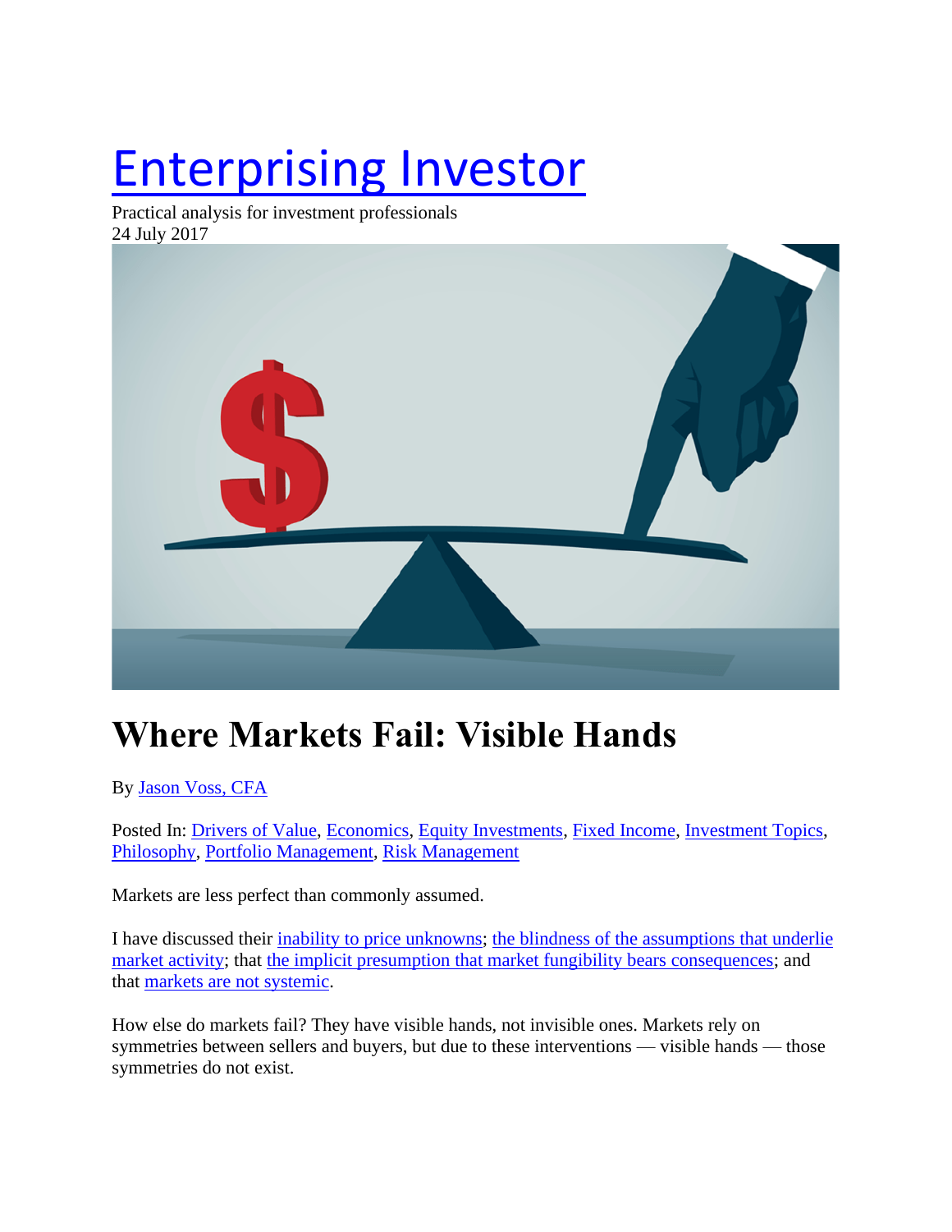# Enterprising Investor

Practical analysis for investment professionals
24 July 2017

## Where Markets Fail: Visible Hands

By Jason Voss, CFA

Posted In: Drivers of Value, Economics, Equity Investments, Fixed Income, Investment Topics, Philosophy, Portfolio Management, Risk Management

Markets are less perfect than commonly assumed.

I have discussed their inability to price unknowns; the blindness of the assumptions that underlie market activity; that the implicit presumption that market fungibility bears consequences; and that markets are not systemic.

How else do markets fail? They have visible hands, not invisible ones. Markets rely on symmetries between sellers and buyers, but due to these interventions — visible hands — those symmetries do not exist.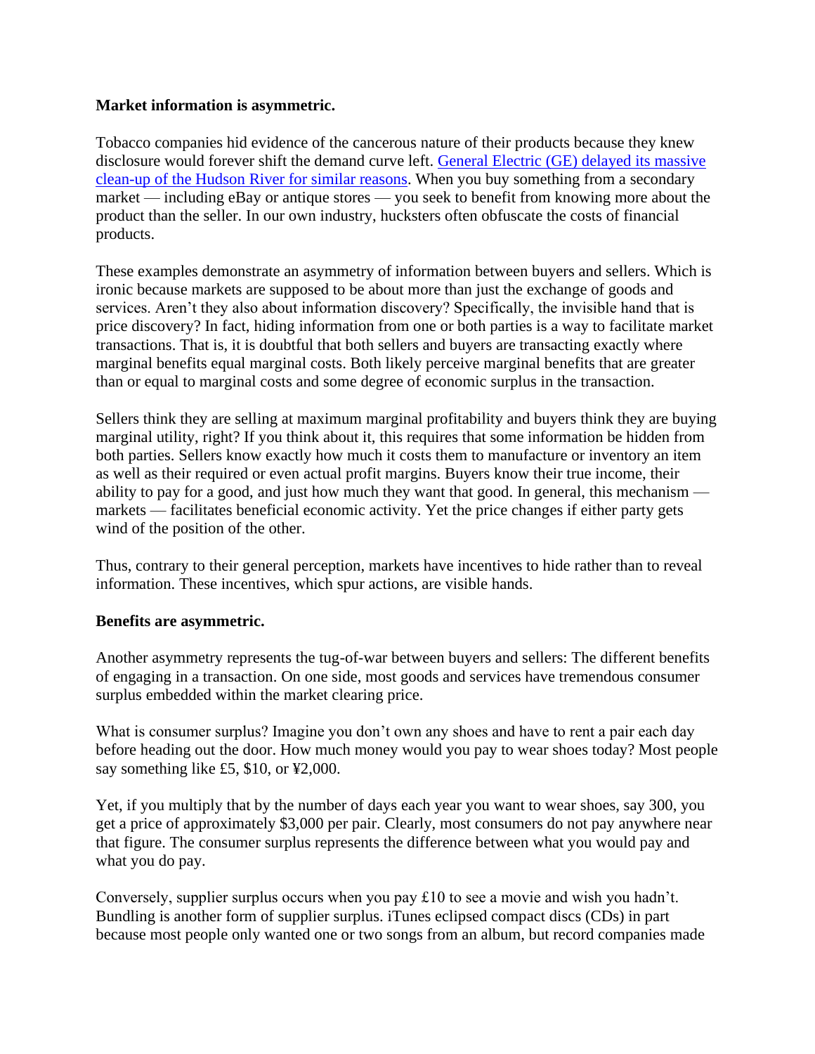**Market information is asymmetric.**

Tobacco companies hid evidence of the cancerous nature of their products because they knew disclosure would forever shift the demand curve left. [General Electric (GE) delayed its massive clean-up of the Hudson River for similar reasons](). When you buy something from a secondary market — including eBay or antique stores — you seek to benefit from knowing more about the product than the seller. In our own industry, hucksters often obfuscate the costs of financial products.

These examples demonstrate an asymmetry of information between buyers and sellers. Which is ironic because markets are supposed to be about more than just the exchange of goods and services. Aren't they also about information discovery? Specifically, the invisible hand that is price discovery? In fact, hiding information from one or both parties is a way to facilitate market transactions. That is, it is doubtful that both sellers and buyers are transacting exactly where marginal benefits equal marginal costs. Both likely perceive marginal benefits that are greater than or equal to marginal costs and some degree of economic surplus in the transaction.

Sellers think they are selling at maximum marginal profitability and buyers think they are buying marginal utility, right? If you think about it, this requires that some information be hidden from both parties. Sellers know exactly how much it costs them to manufacture or inventory an item as well as their required or even actual profit margins. Buyers know their true income, their ability to pay for a good, and just how much they want that good. In general, this mechanism — markets — facilitates beneficial economic activity. Yet the price changes if either party gets wind of the position of the other.

Thus, contrary to their general perception, markets have incentives to hide rather than to reveal information. These incentives, which spur actions, are visible hands.

**Benefits are asymmetric.**

Another asymmetry represents the tug-of-war between buyers and sellers: The different benefits of engaging in a transaction. On one side, most goods and services have tremendous consumer surplus embedded within the market clearing price.

What is consumer surplus? Imagine you don't own any shoes and have to rent a pair each day before heading out the door. How much money would you pay to wear shoes today? Most people say something like £5, $10, or ¥2,000.

Yet, if you multiply that by the number of days each year you want to wear shoes, say 300, you get a price of approximately $3,000 per pair. Clearly, most consumers do not pay anywhere near that figure. The consumer surplus represents the difference between what you would pay and what you do pay.

Conversely, supplier surplus occurs when you pay £10 to see a movie and wish you hadn't. Bundling is another form of supplier surplus. iTunes eclipsed compact discs (CDs) in part because most people only wanted one or two songs from an album, but record companies made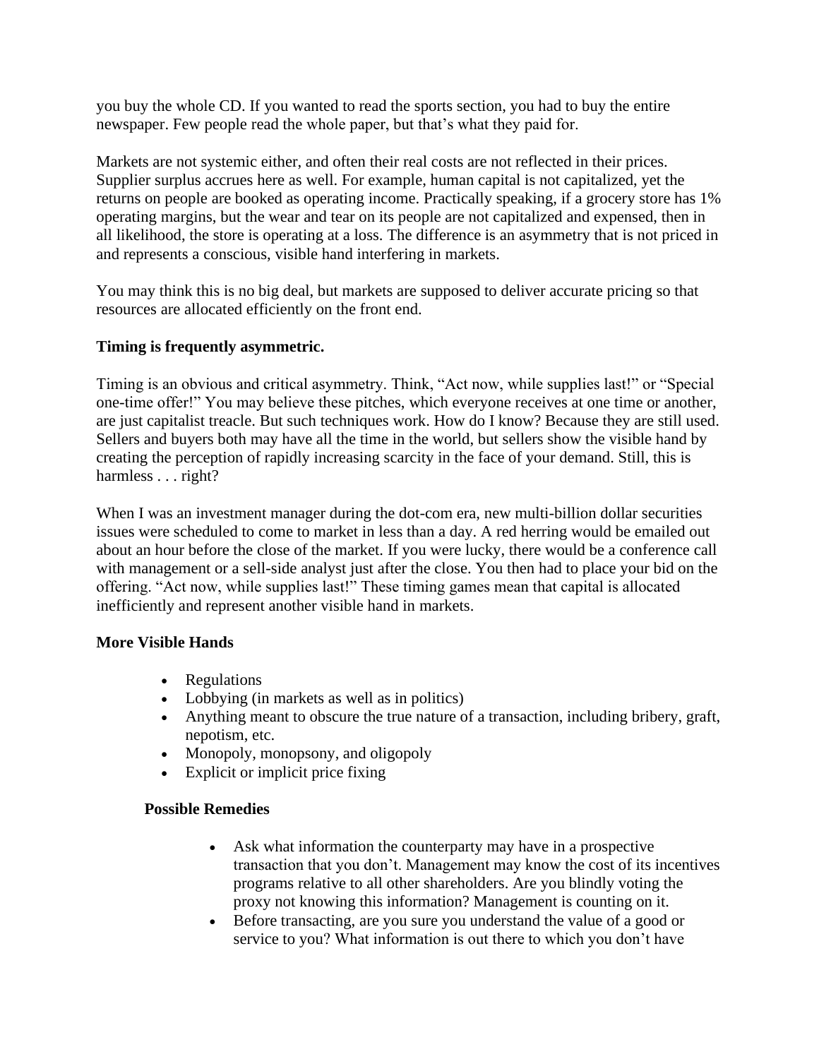you buy the whole CD. If you wanted to read the sports section, you had to buy the entire newspaper. Few people read the whole paper, but that's what they paid for.

Markets are not systemic either, and often their real costs are not reflected in their prices. Supplier surplus accrues here as well. For example, human capital is not capitalized, yet the returns on people are booked as operating income. Practically speaking, if a grocery store has 1% operating margins, but the wear and tear on its people are not capitalized and expensed, then in all likelihood, the store is operating at a loss. The difference is an asymmetry that is not priced in and represents a conscious, visible hand interfering in markets.

You may think this is no big deal, but markets are supposed to deliver accurate pricing so that resources are allocated efficiently on the front end.

**Timing is frequently asymmetric.**

Timing is an obvious and critical asymmetry. Think, "Act now, while supplies last!" or "Special one-time offer!" You may believe these pitches, which everyone receives at one time or another, are just capitalist treacle. But such techniques work. How do I know? Because they are still used. Sellers and buyers both may have all the time in the world, but sellers show the visible hand by creating the perception of rapidly increasing scarcity in the face of your demand. Still, this is harmless . . . right?

When I was an investment manager during the dot-com era, new multi-billion dollar securities issues were scheduled to come to market in less than a day. A red herring would be emailed out about an hour before the close of the market. If you were lucky, there would be a conference call with management or a sell-side analyst just after the close. You then had to place your bid on the offering. "Act now, while supplies last!" These timing games mean that capital is allocated inefficiently and represent another visible hand in markets.

**More Visible Hands**

- Regulations
- Lobbying (in markets as well as in politics)
- Anything meant to obscure the true nature of a transaction, including bribery, graft, nepotism, etc.
- Monopoly, monopsony, and oligopoly
- Explicit or implicit price fixing

**Possible Remedies**

- Ask what information the counterparty may have in a prospective transaction that you don't. Management may know the cost of its incentives programs relative to all other shareholders. Are you blindly voting the proxy not knowing this information? Management is counting on it.
- Before transacting, are you sure you understand the value of a good or service to you? What information is out there to which you don't have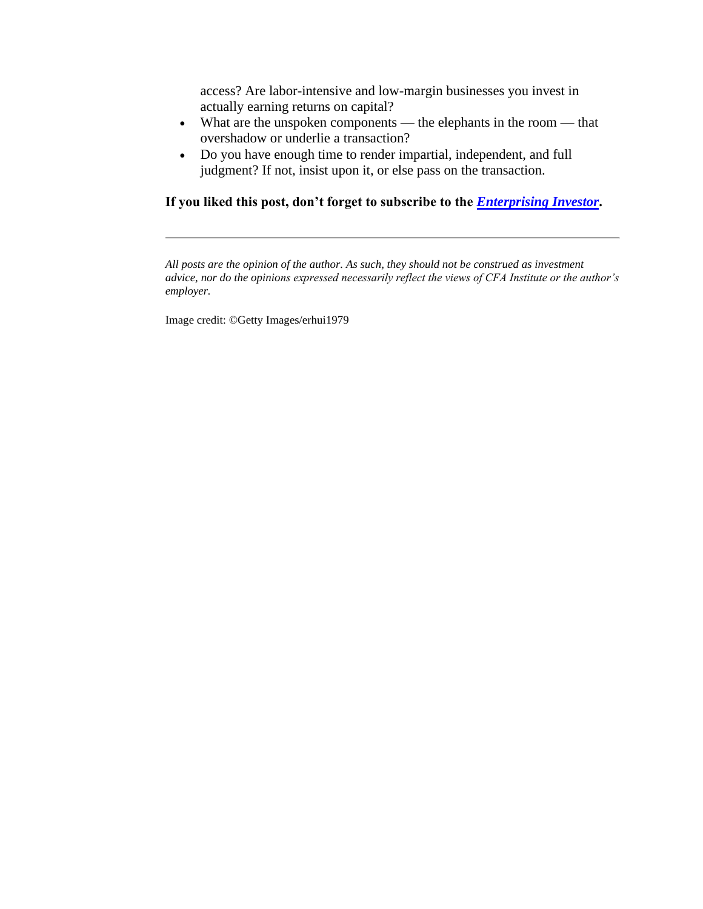access? Are labor-intensive and low-margin businesses you invest in actually earning returns on capital?

- What are the unspoken components — the elephants in the room — that overshadow or underlie a transaction?
- Do you have enough time to render impartial, independent, and full judgment? If not, insist upon it, or else pass on the transaction.

**If you liked this post, don't forget to subscribe to the *Enterprising Investor*.**

---

*All posts are the opinion of the author. As such, they should not be construed as investment advice, nor do the opinions expressed necessarily reflect the views of CFA Institute or the author's employer.*

Image credit: ©Getty Images/erhui1979